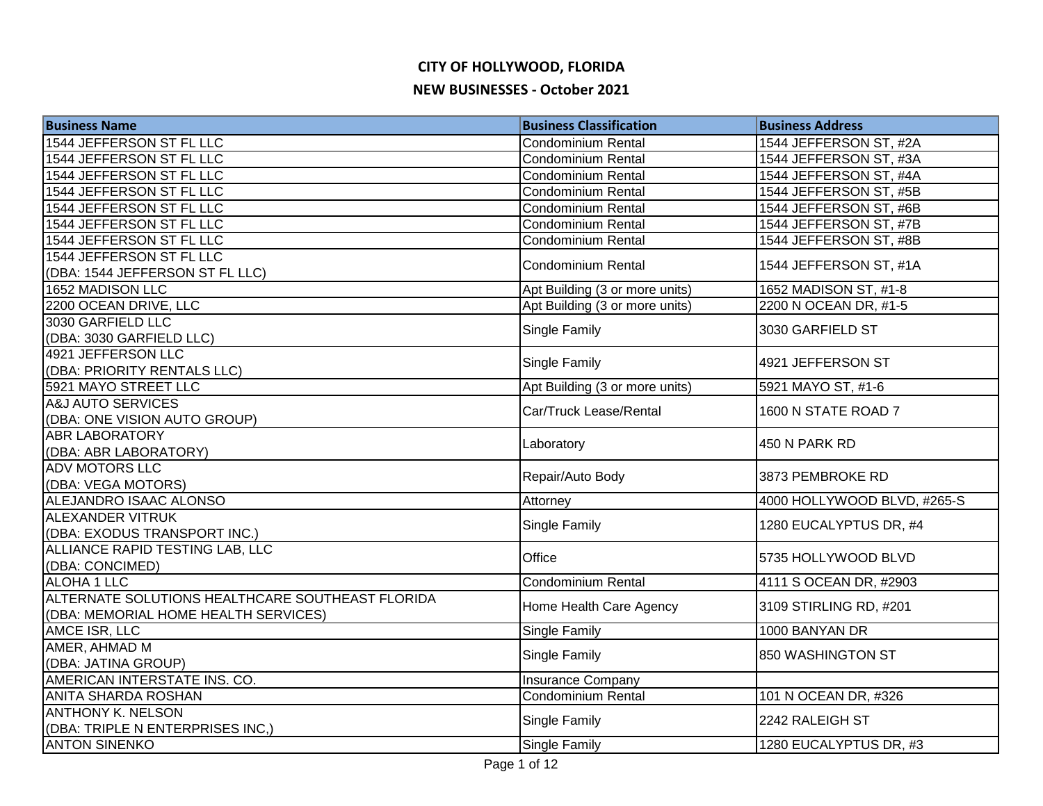# CITY OF HOLLYWOOD, FLORIDA

## NEW BUSINESSES - October 2021

| Business Name | Business Classification | Business Address |
|---|---|---|
| 1544 JEFFERSON ST FL LLC | Condominium Rental | 1544 JEFFERSON ST, #2A |
| 1544 JEFFERSON ST FL LLC | Condominium Rental | 1544 JEFFERSON ST, #3A |
| 1544 JEFFERSON ST FL LLC | Condominium Rental | 1544 JEFFERSON ST, #4A |
| 1544 JEFFERSON ST FL LLC | Condominium Rental | 1544 JEFFERSON ST, #5B |
| 1544 JEFFERSON ST FL LLC | Condominium Rental | 1544 JEFFERSON ST, #6B |
| 1544 JEFFERSON ST FL LLC | Condominium Rental | 1544 JEFFERSON ST, #7B |
| 1544 JEFFERSON ST FL LLC | Condominium Rental | 1544 JEFFERSON ST, #8B |
| 1544 JEFFERSON ST FL LLC (DBA: 1544 JEFFERSON ST FL LLC) | Condominium Rental | 1544 JEFFERSON ST, #1A |
| 1652 MADISON LLC | Apt Building (3 or more units) | 1652 MADISON ST, #1-8 |
| 2200 OCEAN DRIVE, LLC | Apt Building (3 or more units) | 2200 N OCEAN DR, #1-5 |
| 3030 GARFIELD LLC (DBA: 3030 GARFIELD LLC) | Single Family | 3030 GARFIELD ST |
| 4921 JEFFERSON LLC (DBA: PRIORITY RENTALS LLC) | Single Family | 4921 JEFFERSON ST |
| 5921 MAYO STREET LLC | Apt Building (3 or more units) | 5921 MAYO ST, #1-6 |
| A&J AUTO SERVICES (DBA: ONE VISION AUTO GROUP) | Car/Truck Lease/Rental | 1600 N STATE ROAD 7 |
| ABR LABORATORY (DBA: ABR LABORATORY) | Laboratory | 450 N PARK RD |
| ADV MOTORS LLC (DBA: VEGA MOTORS) | Repair/Auto Body | 3873 PEMBROKE RD |
| ALEJANDRO ISAAC ALONSO | Attorney | 4000 HOLLYWOOD BLVD, #265-S |
| ALEXANDER VITRUK (DBA: EXODUS TRANSPORT INC.) | Single Family | 1280 EUCALYPTUS DR, #4 |
| ALLIANCE RAPID TESTING LAB, LLC (DBA: CONCIMED) | Office | 5735 HOLLYWOOD BLVD |
| ALOHA 1 LLC | Condominium Rental | 4111 S OCEAN DR, #2903 |
| ALTERNATE SOLUTIONS HEALTHCARE SOUTHEAST FLORIDA (DBA: MEMORIAL HOME HEALTH SERVICES) | Home Health Care Agency | 3109 STIRLING RD, #201 |
| AMCE ISR, LLC | Single Family | 1000 BANYAN DR |
| AMER, AHMAD M (DBA: JATINA GROUP) | Single Family | 850 WASHINGTON ST |
| AMERICAN INTERSTATE INS. CO. | Insurance Company | |
| ANITA SHARDA ROSHAN | Condominium Rental | 101 N OCEAN DR, #326 |
| ANTHONY K. NELSON (DBA: TRIPLE N ENTERPRISES INC,) | Single Family | 2242 RALEIGH ST |
| ANTON SINENKO | Single Family | 1280 EUCALYPTUS DR, #3 |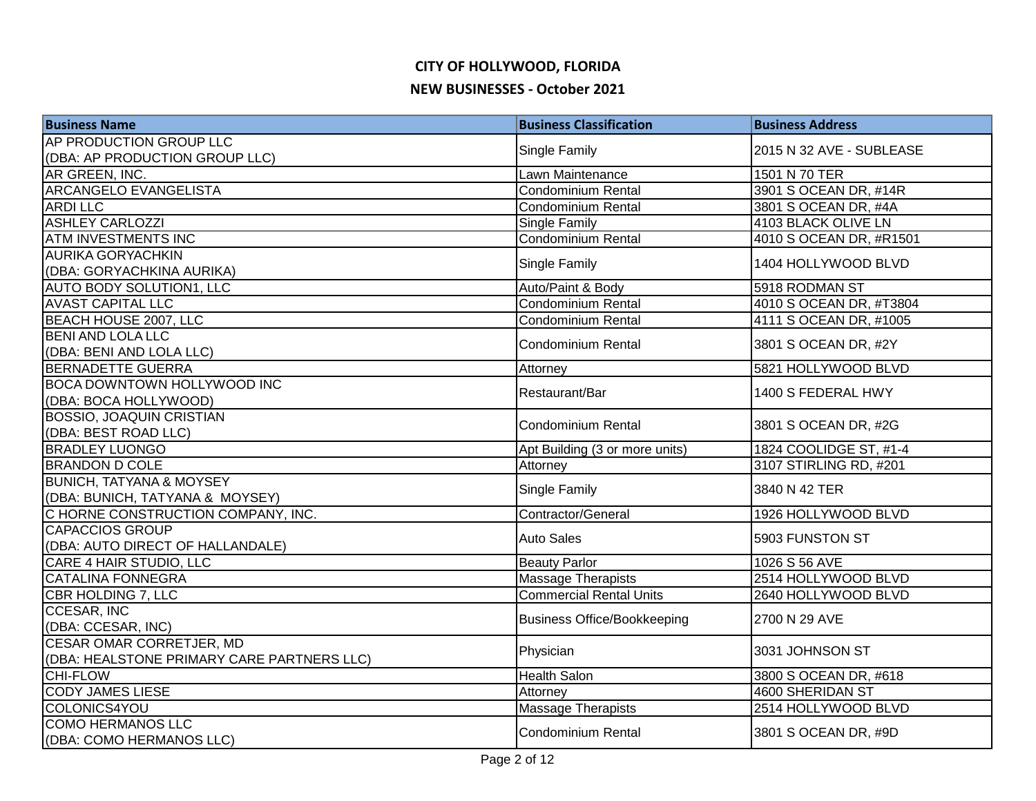# CITY OF HOLLYWOOD, FLORIDA

## NEW BUSINESSES - October 2021

| Business Name | Business Classification | Business Address |
|---|---|---|
| AP PRODUCTION GROUP LLC (DBA: AP PRODUCTION GROUP LLC) | Single Family | 2015 N 32 AVE - SUBLEASE |
| AR GREEN, INC. | Lawn Maintenance | 1501 N 70 TER |
| ARCANGELO EVANGELISTA | Condominium Rental | 3901 S OCEAN DR, #14R |
| ARDI LLC | Condominium Rental | 3801 S OCEAN DR, #4A |
| ASHLEY CARLOZZI | Single Family | 4103 BLACK OLIVE LN |
| ATM INVESTMENTS INC | Condominium Rental | 4010 S OCEAN DR, #R1501 |
| AURIKA GORYACHKIN (DBA: GORYACHKINA AURIKA) | Single Family | 1404 HOLLYWOOD BLVD |
| AUTO BODY SOLUTION1, LLC | Auto/Paint & Body | 5918 RODMAN ST |
| AVAST CAPITAL LLC | Condominium Rental | 4010 S OCEAN DR, #T3804 |
| BEACH HOUSE 2007, LLC | Condominium Rental | 4111 S OCEAN DR, #1005 |
| BENI AND LOLA LLC (DBA: BENI AND LOLA LLC) | Condominium Rental | 3801 S OCEAN DR, #2Y |
| BERNADETTE GUERRA | Attorney | 5821 HOLLYWOOD BLVD |
| BOCA DOWNTOWN HOLLYWOOD INC (DBA: BOCA HOLLYWOOD) | Restaurant/Bar | 1400 S FEDERAL HWY |
| BOSSIO, JOAQUIN CRISTIAN (DBA: BEST ROAD LLC) | Condominium Rental | 3801 S OCEAN DR, #2G |
| BRADLEY LUONGO | Apt Building (3 or more units) | 1824 COOLIDGE ST, #1-4 |
| BRANDON D COLE | Attorney | 3107 STIRLING RD, #201 |
| BUNICH, TATYANA & MOYSEY (DBA: BUNICH, TATYANA & MOYSEY) | Single Family | 3840 N 42 TER |
| C HORNE CONSTRUCTION COMPANY, INC. | Contractor/General | 1926 HOLLYWOOD BLVD |
| CAPACCIOS GROUP (DBA: AUTO DIRECT OF HALLANDALE) | Auto Sales | 5903 FUNSTON ST |
| CARE 4 HAIR STUDIO, LLC | Beauty Parlor | 1026 S 56 AVE |
| CATALINA FONNEGRA | Massage Therapists | 2514 HOLLYWOOD BLVD |
| CBR HOLDING 7, LLC | Commercial Rental Units | 2640 HOLLYWOOD BLVD |
| CCESAR, INC (DBA: CCESAR, INC) | Business Office/Bookkeeping | 2700 N 29 AVE |
| CESAR OMAR CORRETJER, MD (DBA: HEALSTONE PRIMARY CARE PARTNERS LLC) | Physician | 3031 JOHNSON ST |
| CHI-FLOW | Health Salon | 3800 S OCEAN DR, #618 |
| CODY JAMES LIESE | Attorney | 4600 SHERIDAN ST |
| COLONICS4YOU | Massage Therapists | 2514 HOLLYWOOD BLVD |
| COMO HERMANOS LLC (DBA: COMO HERMANOS LLC) | Condominium Rental | 3801 S OCEAN DR, #9D |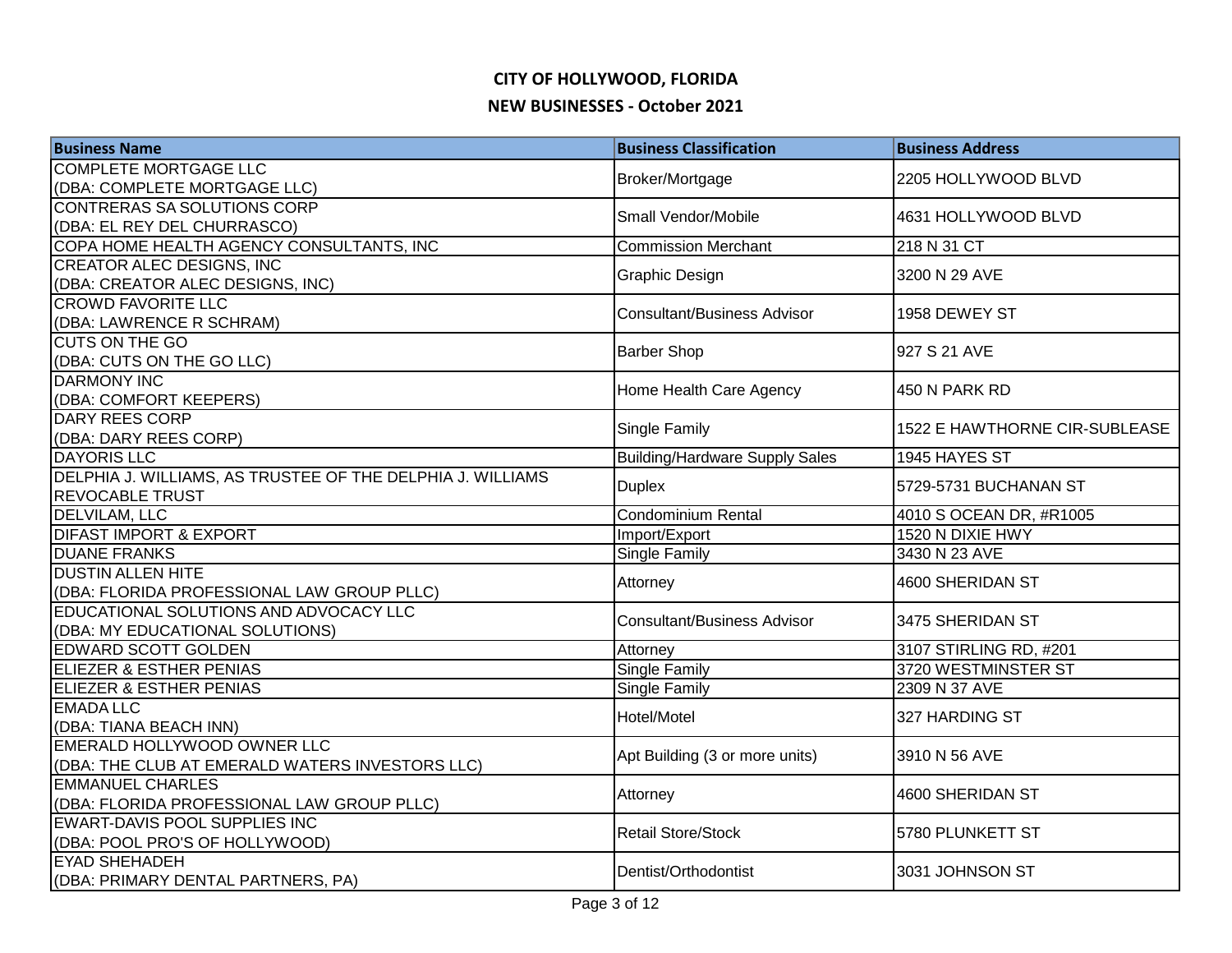# CITY OF HOLLYWOOD, FLORIDA

## NEW BUSINESSES - October 2021

| Business Name | Business Classification | Business Address |
|---|---|---|
| COMPLETE MORTGAGE LLC (DBA: COMPLETE MORTGAGE LLC) | Broker/Mortgage | 2205 HOLLYWOOD BLVD |
| CONTRERAS SA SOLUTIONS CORP (DBA: EL REY DEL CHURRASCO) | Small Vendor/Mobile | 4631 HOLLYWOOD BLVD |
| COPA HOME HEALTH AGENCY CONSULTANTS, INC | Commission Merchant | 218 N 31 CT |
| CREATOR ALEC DESIGNS, INC (DBA: CREATOR ALEC DESIGNS, INC) | Graphic Design | 3200 N 29 AVE |
| CROWD FAVORITE LLC (DBA: LAWRENCE R SCHRAM) | Consultant/Business Advisor | 1958 DEWEY ST |
| CUTS ON THE GO (DBA: CUTS ON THE GO LLC) | Barber Shop | 927 S 21 AVE |
| DARMONY INC (DBA: COMFORT KEEPERS) | Home Health Care Agency | 450 N PARK RD |
| DARY REES CORP (DBA: DARY REES CORP) | Single Family | 1522 E HAWTHORNE CIR-SUBLEASE |
| DAYORIS LLC | Building/Hardware Supply Sales | 1945 HAYES ST |
| DELPHIA J. WILLIAMS, AS TRUSTEE OF THE DELPHIA J. WILLIAMS REVOCABLE TRUST | Duplex | 5729-5731 BUCHANAN ST |
| DELVILAM, LLC | Condominium Rental | 4010 S OCEAN DR, #R1005 |
| DIFAST IMPORT & EXPORT | Import/Export | 1520 N DIXIE HWY |
| DUANE FRANKS | Single Family | 3430 N 23 AVE |
| DUSTIN ALLEN HITE (DBA: FLORIDA PROFESSIONAL LAW GROUP PLLC) | Attorney | 4600 SHERIDAN ST |
| EDUCATIONAL SOLUTIONS AND ADVOCACY LLC (DBA: MY EDUCATIONAL SOLUTIONS) | Consultant/Business Advisor | 3475 SHERIDAN ST |
| EDWARD SCOTT GOLDEN | Attorney | 3107 STIRLING RD, #201 |
| ELIEZER & ESTHER PENIAS | Single Family | 3720 WESTMINSTER ST |
| ELIEZER & ESTHER PENIAS | Single Family | 2309 N 37 AVE |
| EMADA LLC (DBA: TIANA BEACH INN) | Hotel/Motel | 327 HARDING ST |
| EMERALD HOLLYWOOD OWNER LLC (DBA: THE CLUB AT EMERALD WATERS INVESTORS LLC) | Apt Building (3 or more units) | 3910 N 56 AVE |
| EMMANUEL CHARLES (DBA: FLORIDA PROFESSIONAL LAW GROUP PLLC) | Attorney | 4600 SHERIDAN ST |
| EWART-DAVIS POOL SUPPLIES INC (DBA: POOL PRO'S OF HOLLYWOOD) | Retail Store/Stock | 5780 PLUNKETT ST |
| EYAD SHEHADEH (DBA: PRIMARY DENTAL PARTNERS, PA) | Dentist/Orthodontist | 3031 JOHNSON ST |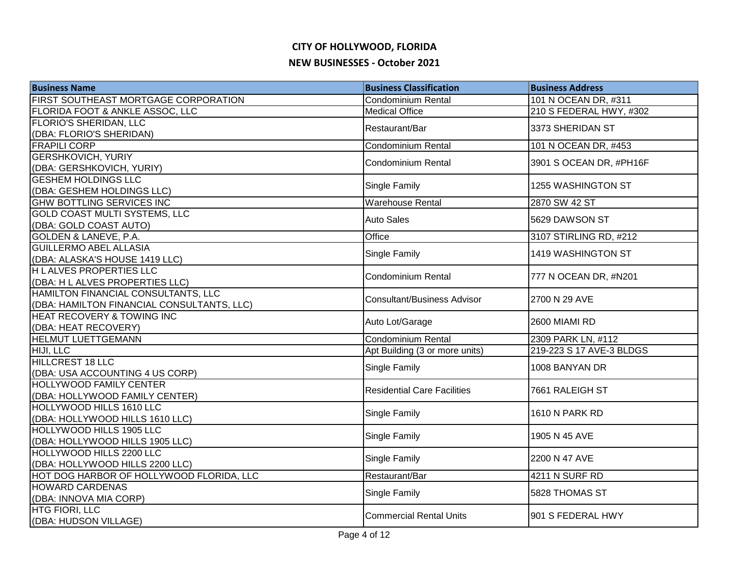# CITY OF HOLLYWOOD, FLORIDA

## NEW BUSINESSES - October 2021

| Business Name | Business Classification | Business Address |
|---|---|---|
| FIRST SOUTHEAST MORTGAGE CORPORATION | Condominium Rental | 101 N OCEAN DR, #311 |
| FLORIDA FOOT & ANKLE ASSOC, LLC | Medical Office | 210 S FEDERAL HWY, #302 |
| FLORIO'S SHERIDAN, LLC (DBA: FLORIO'S SHERIDAN) | Restaurant/Bar | 3373 SHERIDAN ST |
| FRAPILI CORP | Condominium Rental | 101 N OCEAN DR, #453 |
| GERSHKOVICH, YURIY (DBA: GERSHKOVICH, YURIY) | Condominium Rental | 3901 S OCEAN DR, #PH16F |
| GESHEM HOLDINGS LLC (DBA: GESHEM HOLDINGS LLC) | Single Family | 1255 WASHINGTON ST |
| GHW BOTTLING SERVICES INC | Warehouse Rental | 2870 SW 42 ST |
| GOLD COAST MULTI SYSTEMS, LLC (DBA: GOLD COAST AUTO) | Auto Sales | 5629 DAWSON ST |
| GOLDEN & LANEVE, P.A. | Office | 3107 STIRLING RD, #212 |
| GUILLERMO ABEL ALLASIA (DBA: ALASKA'S HOUSE 1419 LLC) | Single Family | 1419 WASHINGTON ST |
| H L ALVES PROPERTIES LLC (DBA: H L ALVES PROPERTIES LLC) | Condominium Rental | 777 N OCEAN DR, #N201 |
| HAMILTON FINANCIAL CONSULTANTS, LLC (DBA: HAMILTON FINANCIAL CONSULTANTS, LLC) | Consultant/Business Advisor | 2700 N 29 AVE |
| HEAT RECOVERY & TOWING INC (DBA: HEAT RECOVERY) | Auto Lot/Garage | 2600 MIAMI RD |
| HELMUT LUETTGEMANN | Condominium Rental | 2309 PARK LN, #112 |
| HIJI, LLC | Apt Building (3 or more units) | 219-223 S 17 AVE-3 BLDGS |
| HILLCREST 18 LLC (DBA: USA ACCOUNTING 4 US CORP) | Single Family | 1008 BANYAN DR |
| HOLLYWOOD FAMILY CENTER (DBA: HOLLYWOOD FAMILY CENTER) | Residential Care Facilities | 7661 RALEIGH ST |
| HOLLYWOOD HILLS 1610 LLC (DBA: HOLLYWOOD HILLS 1610 LLC) | Single Family | 1610 N PARK RD |
| HOLLYWOOD HILLS 1905 LLC (DBA: HOLLYWOOD HILLS 1905 LLC) | Single Family | 1905 N 45 AVE |
| HOLLYWOOD HILLS 2200 LLC (DBA: HOLLYWOOD HILLS 2200 LLC) | Single Family | 2200 N 47 AVE |
| HOT DOG HARBOR OF HOLLYWOOD FLORIDA, LLC | Restaurant/Bar | 4211 N SURF RD |
| HOWARD CARDENAS (DBA: INNOVA MIA CORP) | Single Family | 5828 THOMAS ST |
| HTG FIORI, LLC (DBA: HUDSON VILLAGE) | Commercial Rental Units | 901 S FEDERAL HWY |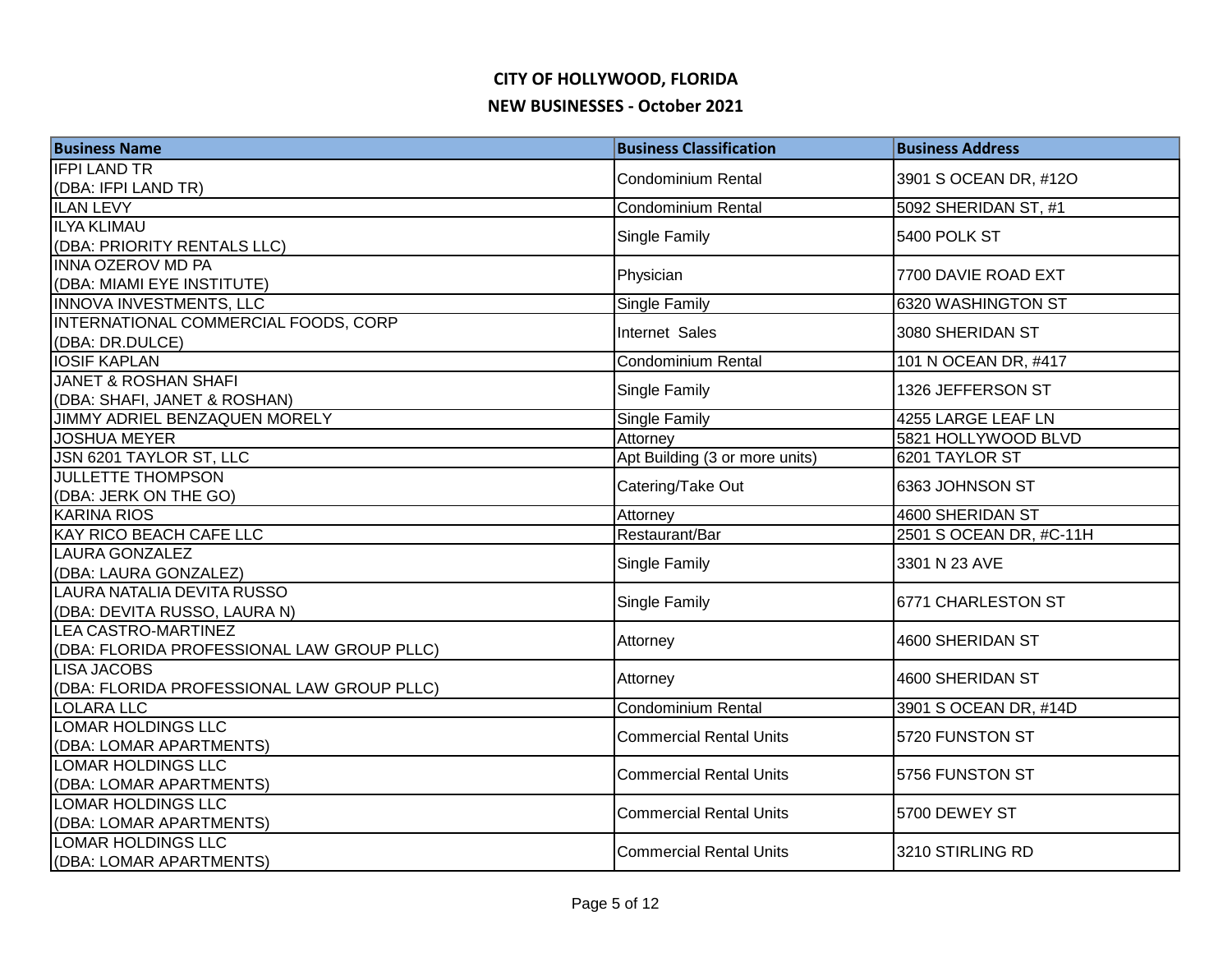# CITY OF HOLLYWOOD, FLORIDA

## NEW BUSINESSES - October 2021

| Business Name | Business Classification | Business Address |
|---|---|---|
| IFPI LAND TR (DBA: IFPI LAND TR) | Condominium Rental | 3901 S OCEAN DR, #12O |
| ILAN LEVY | Condominium Rental | 5092 SHERIDAN ST, #1 |
| ILYA KLIMAU (DBA: PRIORITY RENTALS LLC) | Single Family | 5400 POLK ST |
| INNA OZEROV MD PA (DBA: MIAMI EYE INSTITUTE) | Physician | 7700 DAVIE ROAD EXT |
| INNOVA INVESTMENTS, LLC | Single Family | 6320 WASHINGTON ST |
| INTERNATIONAL COMMERCIAL FOODS, CORP (DBA: DR.DULCE) | Internet Sales | 3080 SHERIDAN ST |
| IOSIF KAPLAN | Condominium Rental | 101 N OCEAN DR, #417 |
| JANET & ROSHAN SHAFI (DBA: SHAFI, JANET & ROSHAN) | Single Family | 1326 JEFFERSON ST |
| JIMMY ADRIEL BENZAQUEN MORELY | Single Family | 4255 LARGE LEAF LN |
| JOSHUA MEYER | Attorney | 5821 HOLLYWOOD BLVD |
| JSN 6201 TAYLOR ST, LLC | Apt Building (3 or more units) | 6201 TAYLOR ST |
| JULLETTE THOMPSON (DBA: JERK ON THE GO) | Catering/Take Out | 6363 JOHNSON ST |
| KARINA RIOS | Attorney | 4600 SHERIDAN ST |
| KAY RICO BEACH CAFE LLC | Restaurant/Bar | 2501 S OCEAN DR, #C-11H |
| LAURA GONZALEZ (DBA: LAURA GONZALEZ) | Single Family | 3301 N 23 AVE |
| LAURA NATALIA DEVITA RUSSO (DBA: DEVITA RUSSO, LAURA N) | Single Family | 6771 CHARLESTON ST |
| LEA CASTRO-MARTINEZ (DBA: FLORIDA PROFESSIONAL LAW GROUP PLLC) | Attorney | 4600 SHERIDAN ST |
| LISA JACOBS (DBA: FLORIDA PROFESSIONAL LAW GROUP PLLC) | Attorney | 4600 SHERIDAN ST |
| LOLARA LLC | Condominium Rental | 3901 S OCEAN DR, #14D |
| LOMAR HOLDINGS LLC (DBA: LOMAR APARTMENTS) | Commercial Rental Units | 5720 FUNSTON ST |
| LOMAR HOLDINGS LLC (DBA: LOMAR APARTMENTS) | Commercial Rental Units | 5756 FUNSTON ST |
| LOMAR HOLDINGS LLC (DBA: LOMAR APARTMENTS) | Commercial Rental Units | 5700 DEWEY ST |
| LOMAR HOLDINGS LLC (DBA: LOMAR APARTMENTS) | Commercial Rental Units | 3210 STIRLING RD |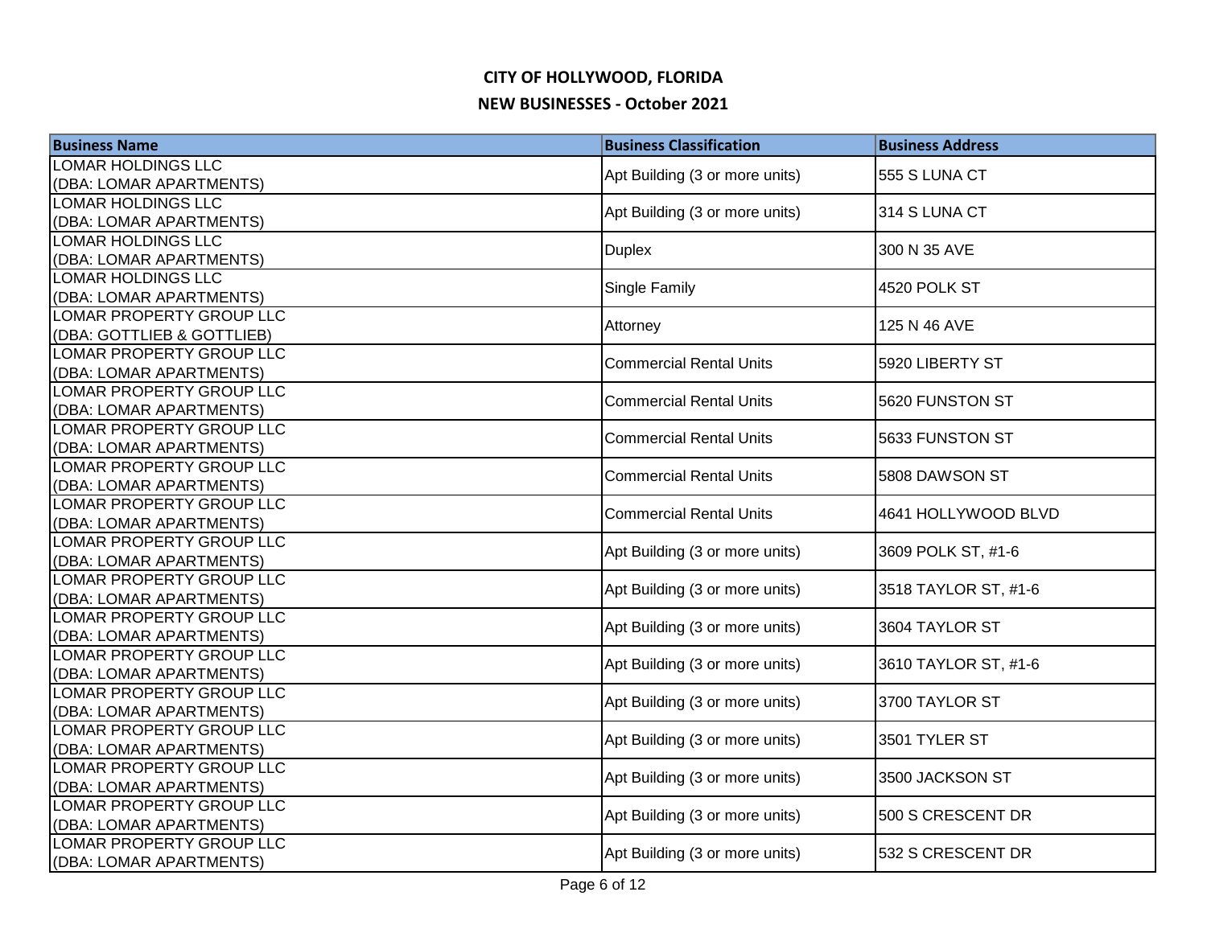# CITY OF HOLLYWOOD, FLORIDA

## NEW BUSINESSES - October 2021

| Business Name | Business Classification | Business Address |
|---|---|---|
| LOMAR HOLDINGS LLC (DBA: LOMAR APARTMENTS) | Apt Building (3 or more units) | 555 S LUNA CT |
| LOMAR HOLDINGS LLC (DBA: LOMAR APARTMENTS) | Apt Building (3 or more units) | 314 S LUNA CT |
| LOMAR HOLDINGS LLC (DBA: LOMAR APARTMENTS) | Duplex | 300 N 35 AVE |
| LOMAR HOLDINGS LLC (DBA: LOMAR APARTMENTS) | Single Family | 4520 POLK ST |
| LOMAR PROPERTY GROUP LLC (DBA: GOTTLIEB & GOTTLIEB) | Attorney | 125 N 46 AVE |
| LOMAR PROPERTY GROUP LLC (DBA: LOMAR APARTMENTS) | Commercial Rental Units | 5920 LIBERTY ST |
| LOMAR PROPERTY GROUP LLC (DBA: LOMAR APARTMENTS) | Commercial Rental Units | 5620 FUNSTON ST |
| LOMAR PROPERTY GROUP LLC (DBA: LOMAR APARTMENTS) | Commercial Rental Units | 5633 FUNSTON ST |
| LOMAR PROPERTY GROUP LLC (DBA: LOMAR APARTMENTS) | Commercial Rental Units | 5808 DAWSON ST |
| LOMAR PROPERTY GROUP LLC (DBA: LOMAR APARTMENTS) | Commercial Rental Units | 4641 HOLLYWOOD BLVD |
| LOMAR PROPERTY GROUP LLC (DBA: LOMAR APARTMENTS) | Apt Building (3 or more units) | 3609 POLK ST, #1-6 |
| LOMAR PROPERTY GROUP LLC (DBA: LOMAR APARTMENTS) | Apt Building (3 or more units) | 3518 TAYLOR ST, #1-6 |
| LOMAR PROPERTY GROUP LLC (DBA: LOMAR APARTMENTS) | Apt Building (3 or more units) | 3604 TAYLOR ST |
| LOMAR PROPERTY GROUP LLC (DBA: LOMAR APARTMENTS) | Apt Building (3 or more units) | 3610 TAYLOR ST, #1-6 |
| LOMAR PROPERTY GROUP LLC (DBA: LOMAR APARTMENTS) | Apt Building (3 or more units) | 3700 TAYLOR ST |
| LOMAR PROPERTY GROUP LLC (DBA: LOMAR APARTMENTS) | Apt Building (3 or more units) | 3501 TYLER ST |
| LOMAR PROPERTY GROUP LLC (DBA: LOMAR APARTMENTS) | Apt Building (3 or more units) | 3500 JACKSON ST |
| LOMAR PROPERTY GROUP LLC (DBA: LOMAR APARTMENTS) | Apt Building (3 or more units) | 500 S CRESCENT DR |
| LOMAR PROPERTY GROUP LLC (DBA: LOMAR APARTMENTS) | Apt Building (3 or more units) | 532 S CRESCENT DR |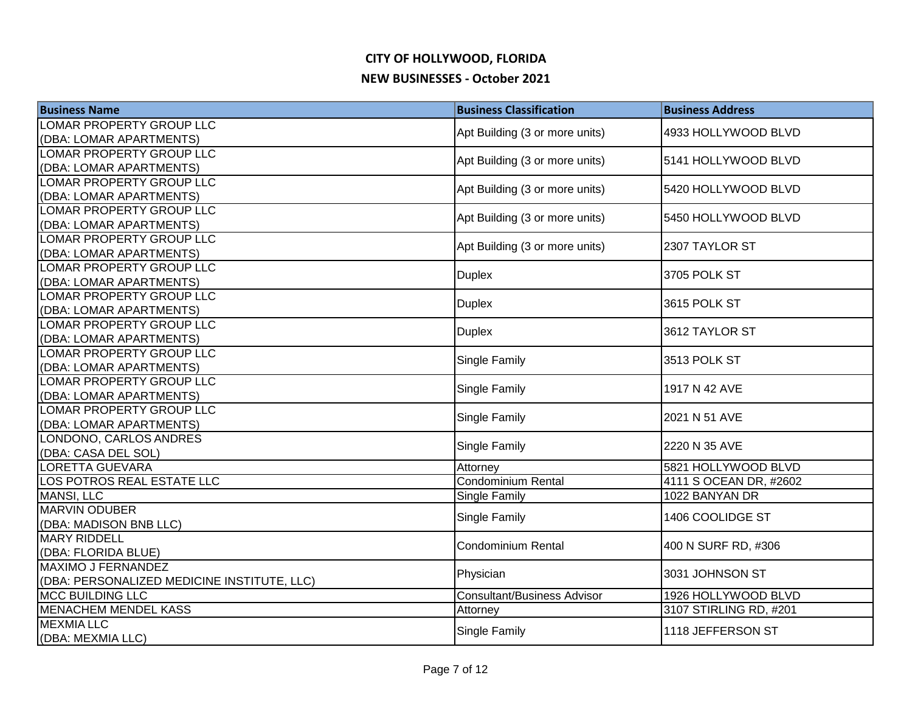# CITY OF HOLLYWOOD, FLORIDA

## NEW BUSINESSES - October 2021

| Business Name | Business Classification | Business Address |
|---|---|---|
| LOMAR PROPERTY GROUP LLC (DBA: LOMAR APARTMENTS) | Apt Building (3 or more units) | 4933 HOLLYWOOD BLVD |
| LOMAR PROPERTY GROUP LLC (DBA: LOMAR APARTMENTS) | Apt Building (3 or more units) | 5141 HOLLYWOOD BLVD |
| LOMAR PROPERTY GROUP LLC (DBA: LOMAR APARTMENTS) | Apt Building (3 or more units) | 5420 HOLLYWOOD BLVD |
| LOMAR PROPERTY GROUP LLC (DBA: LOMAR APARTMENTS) | Apt Building (3 or more units) | 5450 HOLLYWOOD BLVD |
| LOMAR PROPERTY GROUP LLC (DBA: LOMAR APARTMENTS) | Apt Building (3 or more units) | 2307 TAYLOR ST |
| LOMAR PROPERTY GROUP LLC (DBA: LOMAR APARTMENTS) | Duplex | 3705 POLK ST |
| LOMAR PROPERTY GROUP LLC (DBA: LOMAR APARTMENTS) | Duplex | 3615 POLK ST |
| LOMAR PROPERTY GROUP LLC (DBA: LOMAR APARTMENTS) | Duplex | 3612 TAYLOR ST |
| LOMAR PROPERTY GROUP LLC (DBA: LOMAR APARTMENTS) | Single Family | 3513 POLK ST |
| LOMAR PROPERTY GROUP LLC (DBA: LOMAR APARTMENTS) | Single Family | 1917 N 42 AVE |
| LOMAR PROPERTY GROUP LLC (DBA: LOMAR APARTMENTS) | Single Family | 2021 N 51 AVE |
| LONDONO, CARLOS ANDRES (DBA: CASA DEL SOL) | Single Family | 2220 N 35 AVE |
| LORETTA GUEVARA | Attorney | 5821 HOLLYWOOD BLVD |
| LOS POTROS REAL ESTATE LLC | Condominium Rental | 4111 S OCEAN DR, #2602 |
| MANSI, LLC | Single Family | 1022 BANYAN DR |
| MARVIN ODUBER (DBA: MADISON BNB LLC) | Single Family | 1406 COOLIDGE ST |
| MARY RIDDELL (DBA: FLORIDA BLUE) | Condominium Rental | 400 N SURF RD, #306 |
| MAXIMO J FERNANDEZ (DBA: PERSONALIZED MEDICINE INSTITUTE, LLC) | Physician | 3031 JOHNSON ST |
| MCC BUILDING LLC | Consultant/Business Advisor | 1926 HOLLYWOOD BLVD |
| MENACHEM MENDEL KASS | Attorney | 3107 STIRLING RD, #201 |
| MEXMIA LLC (DBA: MEXMIA LLC) | Single Family | 1118 JEFFERSON ST |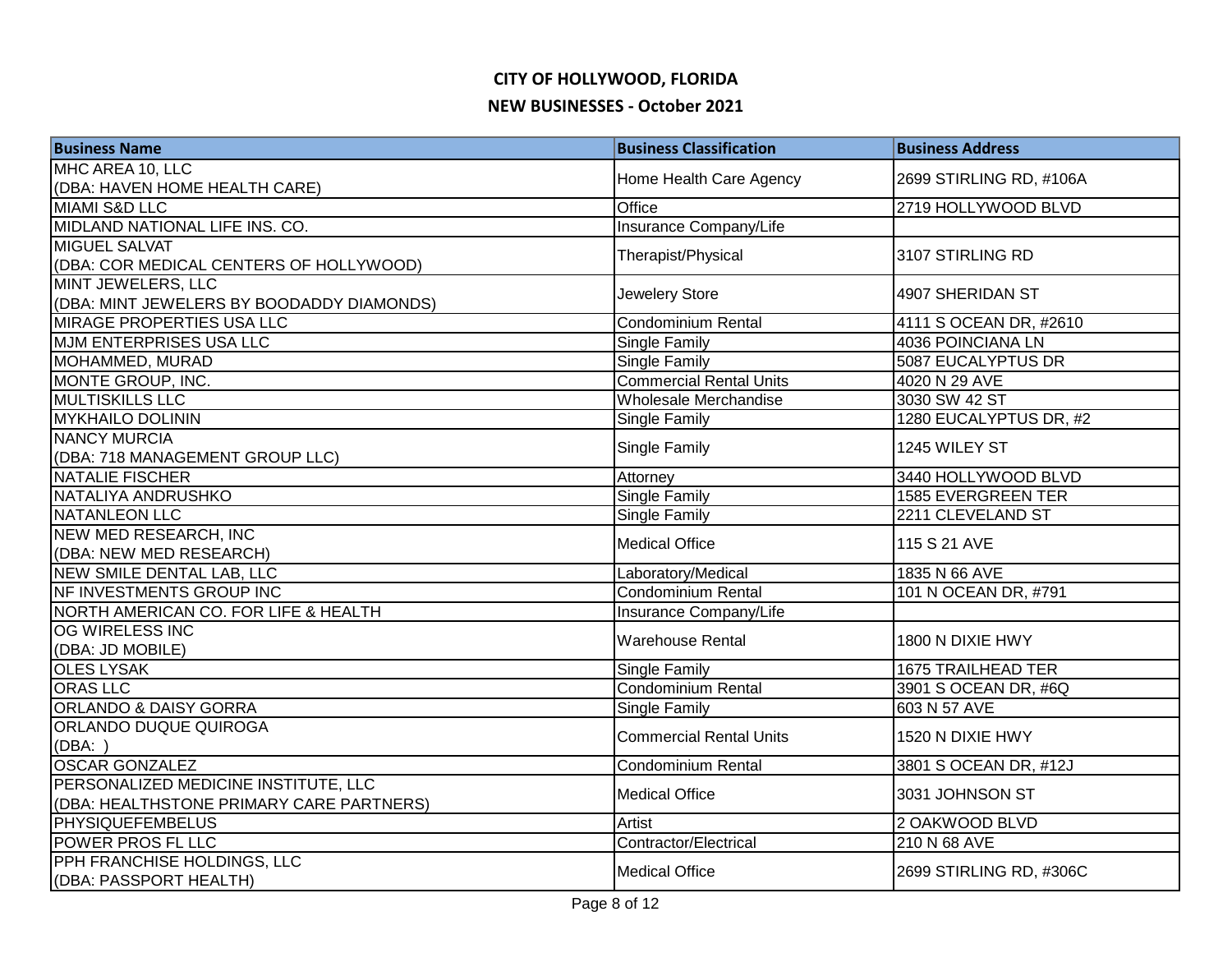# CITY OF HOLLYWOOD, FLORIDA

## NEW BUSINESSES - October 2021

| Business Name | Business Classification | Business Address |
|---|---|---|
| MHC AREA 10, LLC (DBA: HAVEN HOME HEALTH CARE) | Home Health Care Agency | 2699 STIRLING RD, #106A |
| MIAMI S&D LLC | Office | 2719 HOLLYWOOD BLVD |
| MIDLAND NATIONAL LIFE INS. CO. | Insurance Company/Life | |
| MIGUEL SALVAT (DBA: COR MEDICAL CENTERS OF HOLLYWOOD) | Therapist/Physical | 3107 STIRLING RD |
| MINT JEWELERS, LLC (DBA: MINT JEWELERS BY BOODADDY DIAMONDS) | Jewelery Store | 4907 SHERIDAN ST |
| MIRAGE PROPERTIES USA LLC | Condominium Rental | 4111 S OCEAN DR, #2610 |
| MJM ENTERPRISES USA LLC | Single Family | 4036 POINCIANA LN |
| MOHAMMED, MURAD | Single Family | 5087 EUCALYPTUS DR |
| MONTE GROUP, INC. | Commercial Rental Units | 4020 N 29 AVE |
| MULTISKILLS LLC | Wholesale Merchandise | 3030 SW 42 ST |
| MYKHAILO DOLININ | Single Family | 1280 EUCALYPTUS DR, #2 |
| NANCY MURCIA (DBA: 718 MANAGEMENT GROUP LLC) | Single Family | 1245 WILEY ST |
| NATALIE FISCHER | Attorney | 3440 HOLLYWOOD BLVD |
| NATALIYA ANDRUSHKO | Single Family | 1585 EVERGREEN TER |
| NATANLEON LLC | Single Family | 2211 CLEVELAND ST |
| NEW MED RESEARCH, INC (DBA: NEW MED RESEARCH) | Medical Office | 115 S 21 AVE |
| NEW SMILE DENTAL LAB, LLC | Laboratory/Medical | 1835 N 66 AVE |
| NF INVESTMENTS GROUP INC | Condominium Rental | 101 N OCEAN DR, #791 |
| NORTH AMERICAN CO. FOR LIFE & HEALTH | Insurance Company/Life | |
| OG WIRELESS INC (DBA: JD MOBILE) | Warehouse Rental | 1800 N DIXIE HWY |
| OLES LYSAK | Single Family | 1675 TRAILHEAD TER |
| ORAS LLC | Condominium Rental | 3901 S OCEAN DR, #6Q |
| ORLANDO & DAISY GORRA | Single Family | 603 N 57 AVE |
| ORLANDO DUQUE QUIROGA (DBA: ) | Commercial Rental Units | 1520 N DIXIE HWY |
| OSCAR GONZALEZ | Condominium Rental | 3801 S OCEAN DR, #12J |
| PERSONALIZED MEDICINE INSTITUTE, LLC (DBA: HEALTHSTONE PRIMARY CARE PARTNERS) | Medical Office | 3031 JOHNSON ST |
| PHYSIQUEFEMBELUS | Artist | 2 OAKWOOD BLVD |
| POWER PROS FL LLC | Contractor/Electrical | 210 N 68 AVE |
| PPH FRANCHISE HOLDINGS, LLC (DBA: PASSPORT HEALTH) | Medical Office | 2699 STIRLING RD, #306C |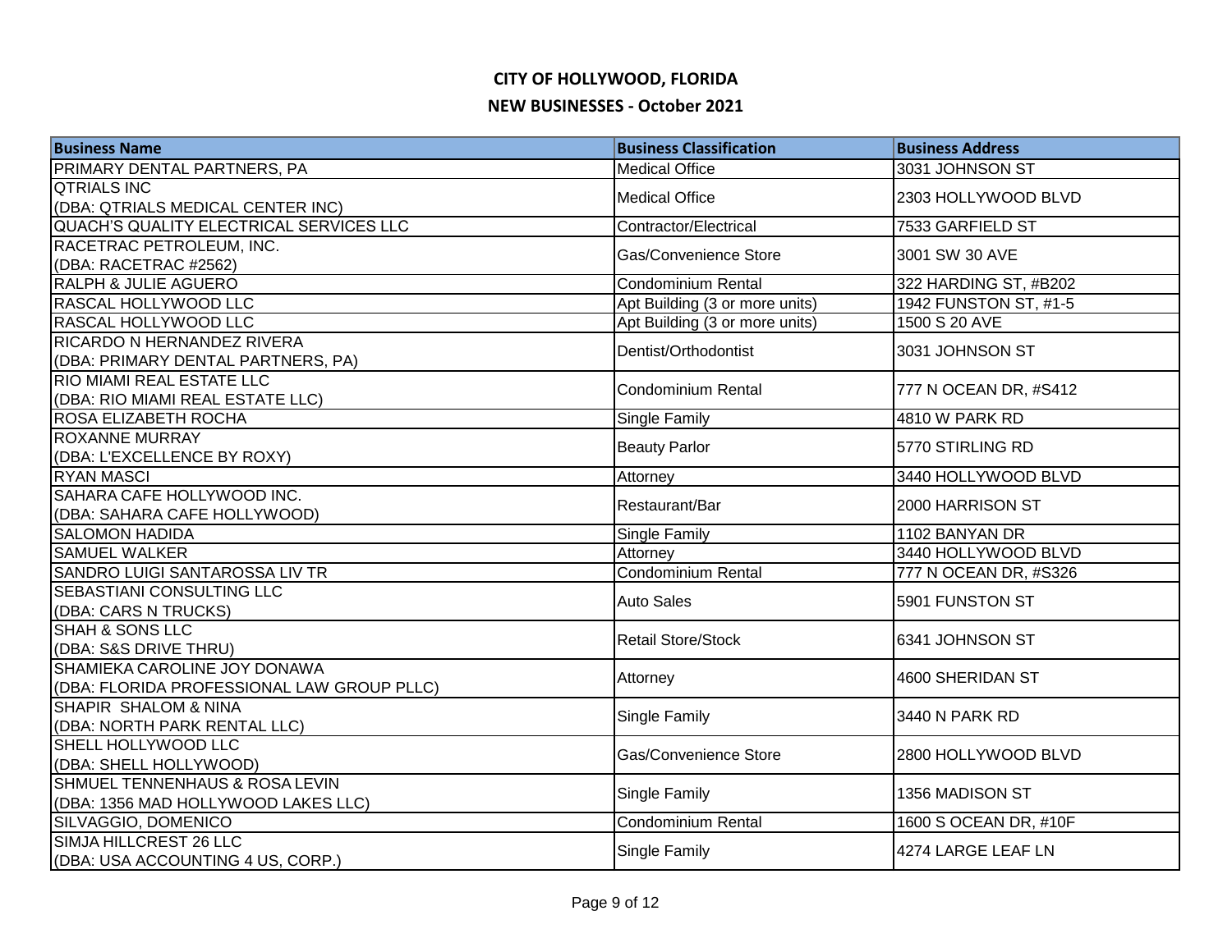# CITY OF HOLLYWOOD, FLORIDA

## NEW BUSINESSES - October 2021

| Business Name | Business Classification | Business Address |
|---|---|---|
| PRIMARY DENTAL PARTNERS, PA | Medical Office | 3031 JOHNSON ST |
| QTRIALS INC (DBA: QTRIALS MEDICAL CENTER INC) | Medical Office | 2303 HOLLYWOOD BLVD |
| QUACH'S QUALITY ELECTRICAL SERVICES LLC | Contractor/Electrical | 7533 GARFIELD ST |
| RACETRAC PETROLEUM, INC. (DBA: RACETRAC #2562) | Gas/Convenience Store | 3001 SW 30 AVE |
| RALPH & JULIE AGUERO | Condominium Rental | 322 HARDING ST, #B202 |
| RASCAL HOLLYWOOD LLC | Apt Building (3 or more units) | 1942 FUNSTON ST, #1-5 |
| RASCAL HOLLYWOOD LLC | Apt Building (3 or more units) | 1500 S 20 AVE |
| RICARDO N HERNANDEZ RIVERA (DBA: PRIMARY DENTAL PARTNERS, PA) | Dentist/Orthodontist | 3031 JOHNSON ST |
| RIO MIAMI REAL ESTATE LLC (DBA: RIO MIAMI REAL ESTATE LLC) | Condominium Rental | 777 N OCEAN DR, #S412 |
| ROSA ELIZABETH ROCHA | Single Family | 4810 W PARK RD |
| ROXANNE MURRAY (DBA: L'EXCELLENCE BY ROXY) | Beauty Parlor | 5770 STIRLING RD |
| RYAN MASCI | Attorney | 3440 HOLLYWOOD BLVD |
| SAHARA CAFE HOLLYWOOD INC. (DBA: SAHARA CAFE HOLLYWOOD) | Restaurant/Bar | 2000 HARRISON ST |
| SALOMON HADIDA | Single Family | 1102 BANYAN DR |
| SAMUEL WALKER | Attorney | 3440 HOLLYWOOD BLVD |
| SANDRO LUIGI SANTAROSSA LIV TR | Condominium Rental | 777 N OCEAN DR, #S326 |
| SEBASTIANI CONSULTING LLC (DBA: CARS N TRUCKS) | Auto Sales | 5901 FUNSTON ST |
| SHAH & SONS LLC (DBA: S&S DRIVE THRU) | Retail Store/Stock | 6341 JOHNSON ST |
| SHAMIEKA CAROLINE JOY DONAWA (DBA: FLORIDA PROFESSIONAL LAW GROUP PLLC) | Attorney | 4600 SHERIDAN ST |
| SHAPIR SHALOM & NINA (DBA: NORTH PARK RENTAL LLC) | Single Family | 3440 N PARK RD |
| SHELL HOLLYWOOD LLC (DBA: SHELL HOLLYWOOD) | Gas/Convenience Store | 2800 HOLLYWOOD BLVD |
| SHMUEL TENNENHAUS & ROSA LEVIN (DBA: 1356 MAD HOLLYWOOD LAKES LLC) | Single Family | 1356 MADISON ST |
| SILVAGGIO, DOMENICO | Condominium Rental | 1600 S OCEAN DR, #10F |
| SIMJA HILLCREST 26 LLC (DBA: USA ACCOUNTING 4 US, CORP.) | Single Family | 4274 LARGE LEAF LN |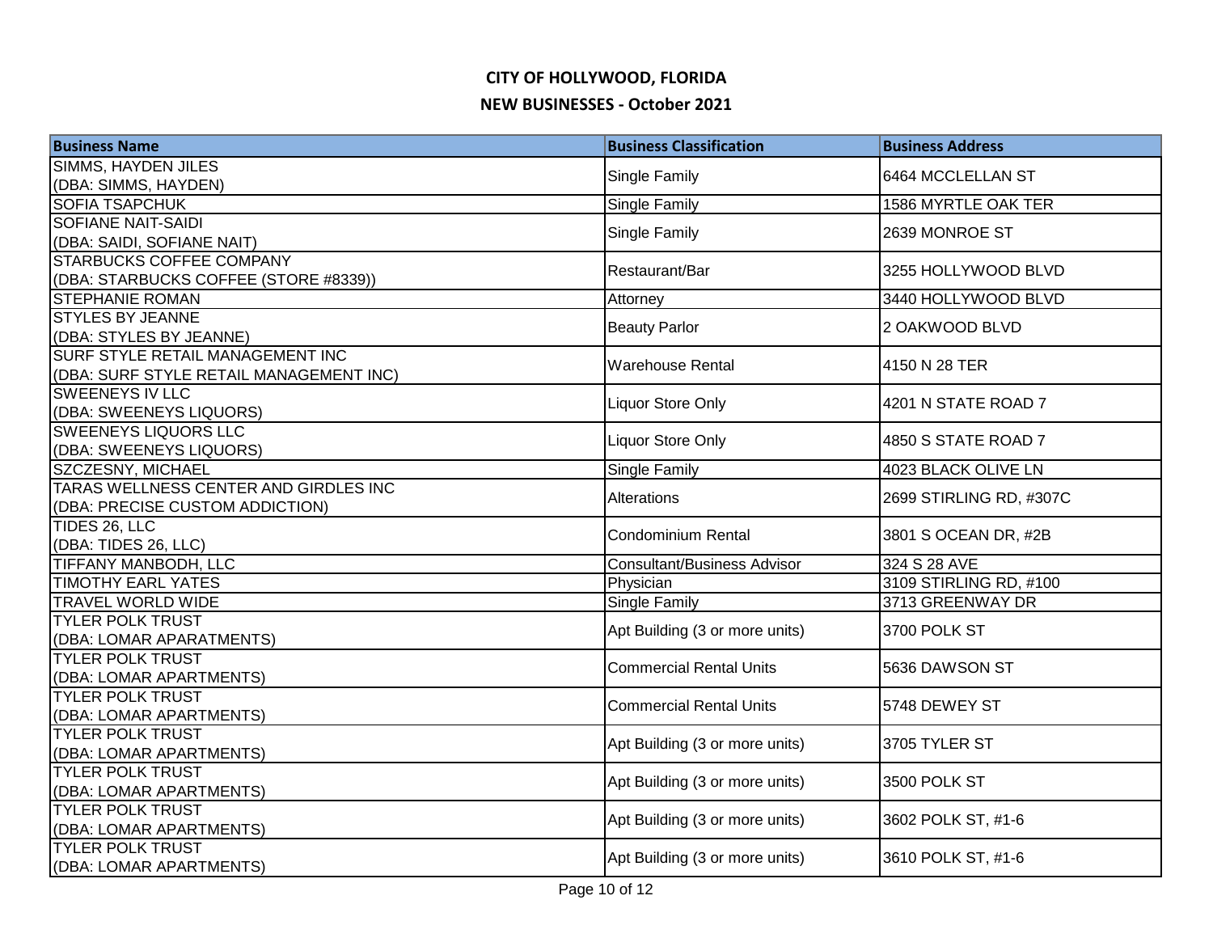# CITY OF HOLLYWOOD, FLORIDA

## NEW BUSINESSES - October 2021

| Business Name | Business Classification | Business Address |
|---|---|---|
| SIMMS, HAYDEN JILES (DBA: SIMMS, HAYDEN) | Single Family | 6464 MCCLELLAN ST |
| SOFIA TSAPCHUK | Single Family | 1586 MYRTLE OAK TER |
| SOFIANE NAIT-SAIDI (DBA: SAIDI, SOFIANE NAIT) | Single Family | 2639 MONROE ST |
| STARBUCKS COFFEE COMPANY (DBA: STARBUCKS COFFEE (STORE #8339)) | Restaurant/Bar | 3255 HOLLYWOOD BLVD |
| STEPHANIE ROMAN | Attorney | 3440 HOLLYWOOD BLVD |
| STYLES BY JEANNE (DBA: STYLES BY JEANNE) | Beauty Parlor | 2 OAKWOOD BLVD |
| SURF STYLE RETAIL MANAGEMENT INC (DBA: SURF STYLE RETAIL MANAGEMENT INC) | Warehouse Rental | 4150 N 28 TER |
| SWEENEYS IV LLC (DBA: SWEENEYS LIQUORS) | Liquor Store Only | 4201 N STATE ROAD 7 |
| SWEENEYS LIQUORS LLC (DBA: SWEENEYS LIQUORS) | Liquor Store Only | 4850 S STATE ROAD 7 |
| SZCZESNY, MICHAEL | Single Family | 4023 BLACK OLIVE LN |
| TARAS WELLNESS CENTER AND GIRDLES INC (DBA: PRECISE CUSTOM ADDICTION) | Alterations | 2699 STIRLING RD, #307C |
| TIDES 26, LLC (DBA: TIDES 26, LLC) | Condominium Rental | 3801 S OCEAN DR, #2B |
| TIFFANY MANBODH, LLC | Consultant/Business Advisor | 324 S 28 AVE |
| TIMOTHY EARL YATES | Physician | 3109 STIRLING RD, #100 |
| TRAVEL WORLD WIDE | Single Family | 3713 GREENWAY DR |
| TYLER POLK TRUST (DBA: LOMAR APARATMENTS) | Apt Building (3 or more units) | 3700 POLK ST |
| TYLER POLK TRUST (DBA: LOMAR APARTMENTS) | Commercial Rental Units | 5636 DAWSON ST |
| TYLER POLK TRUST (DBA: LOMAR APARTMENTS) | Commercial Rental Units | 5748 DEWEY ST |
| TYLER POLK TRUST (DBA: LOMAR APARTMENTS) | Apt Building (3 or more units) | 3705 TYLER ST |
| TYLER POLK TRUST (DBA: LOMAR APARTMENTS) | Apt Building (3 or more units) | 3500 POLK ST |
| TYLER POLK TRUST (DBA: LOMAR APARTMENTS) | Apt Building (3 or more units) | 3602 POLK ST, #1-6 |
| TYLER POLK TRUST (DBA: LOMAR APARTMENTS) | Apt Building (3 or more units) | 3610 POLK ST, #1-6 |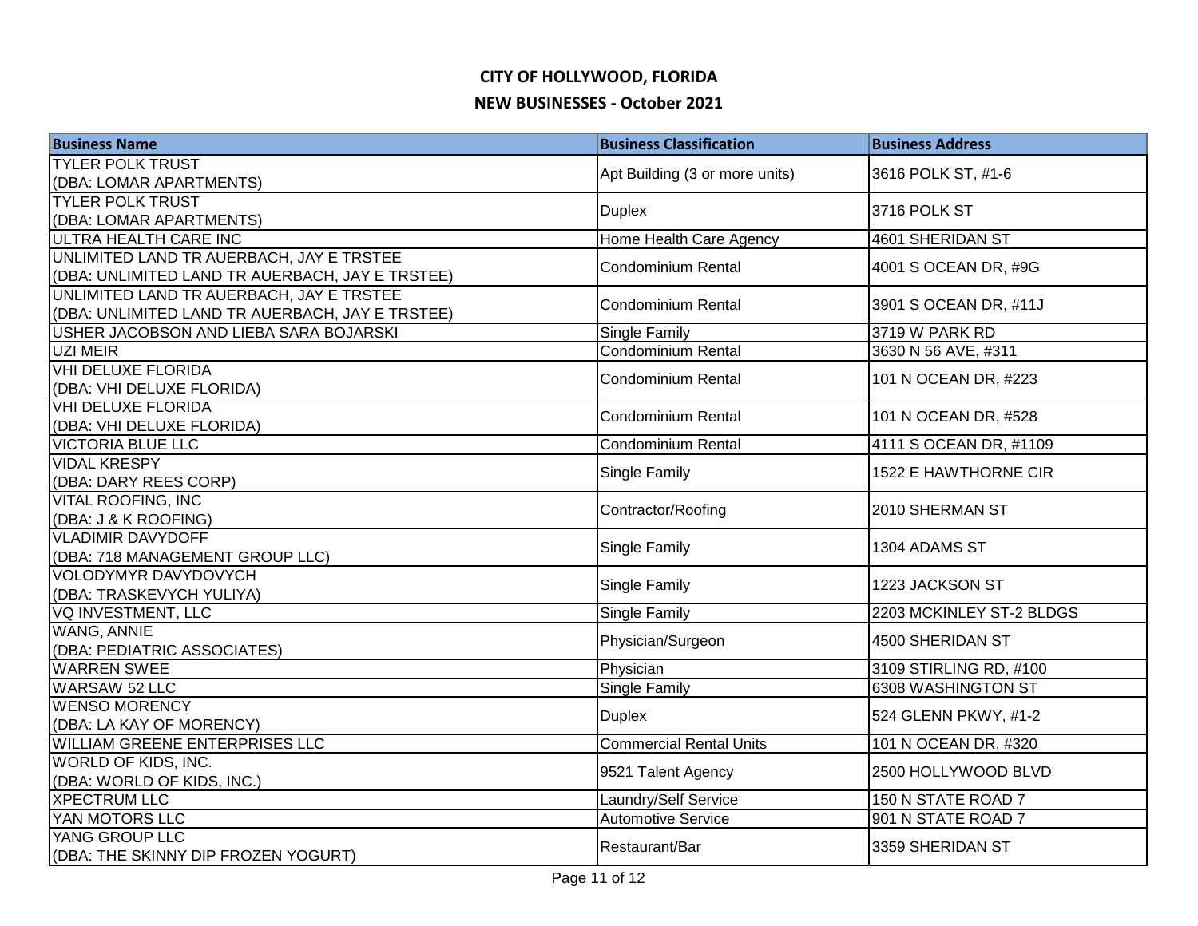# CITY OF HOLLYWOOD, FLORIDA

## NEW BUSINESSES - October 2021

| Business Name | Business Classification | Business Address |
|---|---|---|
| TYLER POLK TRUST (DBA: LOMAR APARTMENTS) | Apt Building (3 or more units) | 3616 POLK ST, #1-6 |
| TYLER POLK TRUST (DBA: LOMAR APARTMENTS) | Duplex | 3716 POLK ST |
| ULTRA HEALTH CARE INC | Home Health Care Agency | 4601 SHERIDAN ST |
| UNLIMITED LAND TR AUERBACH, JAY E TRSTEE (DBA: UNLIMITED LAND TR AUERBACH, JAY E TRSTEE) | Condominium Rental | 4001 S OCEAN DR, #9G |
| UNLIMITED LAND TR AUERBACH, JAY E TRSTEE (DBA: UNLIMITED LAND TR AUERBACH, JAY E TRSTEE) | Condominium Rental | 3901 S OCEAN DR, #11J |
| USHER JACOBSON AND LIEBA SARA BOJARSKI | Single Family | 3719 W PARK RD |
| UZI MEIR | Condominium Rental | 3630 N 56 AVE, #311 |
| VHI DELUXE FLORIDA (DBA: VHI DELUXE FLORIDA) | Condominium Rental | 101 N OCEAN DR, #223 |
| VHI DELUXE FLORIDA (DBA: VHI DELUXE FLORIDA) | Condominium Rental | 101 N OCEAN DR, #528 |
| VICTORIA BLUE LLC | Condominium Rental | 4111 S OCEAN DR, #1109 |
| VIDAL KRESPY (DBA: DARY REES CORP) | Single Family | 1522 E HAWTHORNE CIR |
| VITAL ROOFING, INC (DBA: J & K ROOFING) | Contractor/Roofing | 2010 SHERMAN ST |
| VLADIMIR DAVYDOFF (DBA: 718 MANAGEMENT GROUP LLC) | Single Family | 1304 ADAMS ST |
| VOLODYMYR DAVYDOVYCH (DBA: TRASKEVYCH YULIYA) | Single Family | 1223 JACKSON ST |
| VQ INVESTMENT, LLC | Single Family | 2203 MCKINLEY ST-2 BLDGS |
| WANG, ANNIE (DBA: PEDIATRIC ASSOCIATES) | Physician/Surgeon | 4500 SHERIDAN ST |
| WARREN SWEE | Physician | 3109 STIRLING RD, #100 |
| WARSAW 52 LLC | Single Family | 6308 WASHINGTON ST |
| WENSO MORENCY (DBA: LA KAY OF MORENCY) | Duplex | 524 GLENN PKWY, #1-2 |
| WILLIAM GREENE ENTERPRISES LLC | Commercial Rental Units | 101 N OCEAN DR, #320 |
| WORLD OF KIDS, INC. (DBA: WORLD OF KIDS, INC.) | 9521 Talent Agency | 2500 HOLLYWOOD BLVD |
| XPECTRUM LLC | Laundry/Self Service | 150 N STATE ROAD 7 |
| YAN MOTORS LLC | Automotive Service | 901 N STATE ROAD 7 |
| YANG GROUP LLC (DBA: THE SKINNY DIP FROZEN YOGURT) | Restaurant/Bar | 3359 SHERIDAN ST |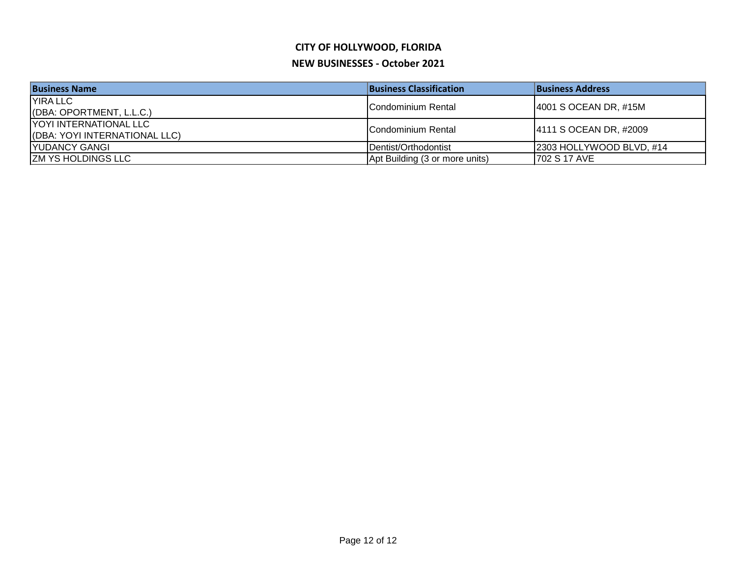# CITY OF HOLLYWOOD, FLORIDA

## NEW BUSINESSES - October 2021

| Business Name | Business Classification | Business Address |
|---|---|---|
| YIRA LLC (DBA: OPORTMENT, L.L.C.) | Condominium Rental | 4001 S OCEAN DR, #15M |
| YOYI INTERNATIONAL LLC (DBA: YOYI INTERNATIONAL LLC) | Condominium Rental | 4111 S OCEAN DR, #2009 |
| YUDANCY GANGI | Dentist/Orthodontist | 2303 HOLLYWOOD BLVD, #14 |
| ZM YS HOLDINGS LLC | Apt Building (3 or more units) | 702 S 17 AVE |